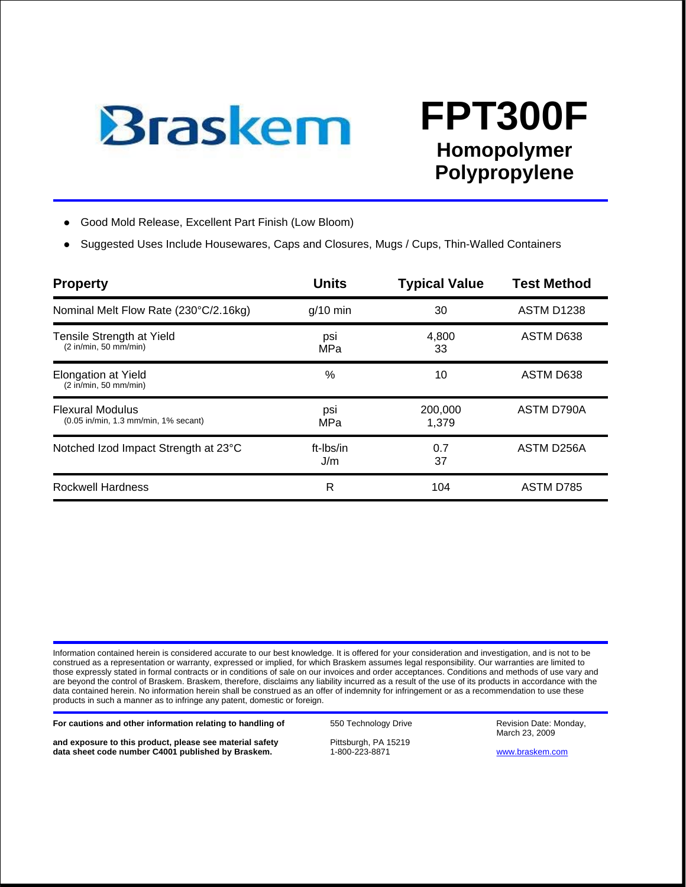Braskem

# FPT300F

## Homopolymer Polypropylene

- Good Mold Release, Excellent Part Finish (Low Bloom)
- Suggested Uses Include Housewares, Caps and Closures, Mugs / Cups, Thin-Walled Containers

| Property | Units | Typical Value | Test Method |
|---|---|---|---|
| Nominal Melt Flow Rate (230°C/2.16kg) | g/10 min | 30 | ASTM D1238 |
| Tensile Strength at Yield (2 in/min, 50 mm/min) | psi<br>MPa | 4,800<br>33 | ASTM D638 |
| Elongation at Yield (2 in/min, 50 mm/min) | % | 10 | ASTM D638 |
| Flexural Modulus (0.05 in/min, 1.3 mm/min, 1% secant) | psi<br>MPa | 200,000<br>1,379 | ASTM D790A |
| Notched Izod Impact Strength at 23°C | ft-lbs/in<br>J/m | 0.7<br>37 | ASTM D256A |
| Rockwell Hardness | R | 104 | ASTM D785 |

Information contained herein is considered accurate to our best knowledge. It is offered for your consideration and investigation, and is not to be construed as a representation or warranty, expressed or implied, for which Braskem assumes legal responsibility. Our warranties are limited to those expressly stated in formal contracts or in conditions of sale on our invoices and order acceptances. Conditions and methods of use vary and are beyond the control of Braskem. Braskem, therefore, disclaims any liability incurred as a result of the use of its products in accordance with the data contained herein. No information herein shall be construed as an offer of indemnity for infringement or as a recommendation to use these products in such a manner as to infringe any patent, domestic or foreign.

**For cautions and other information relating to handling of and exposure to this product, please see material safety data sheet code number C4001 published by Braskem.**

550 Technology Drive
Pittsburgh, PA 15219
1-800-223-8871

Revision Date: Monday, March 23, 2009
www.braskem.com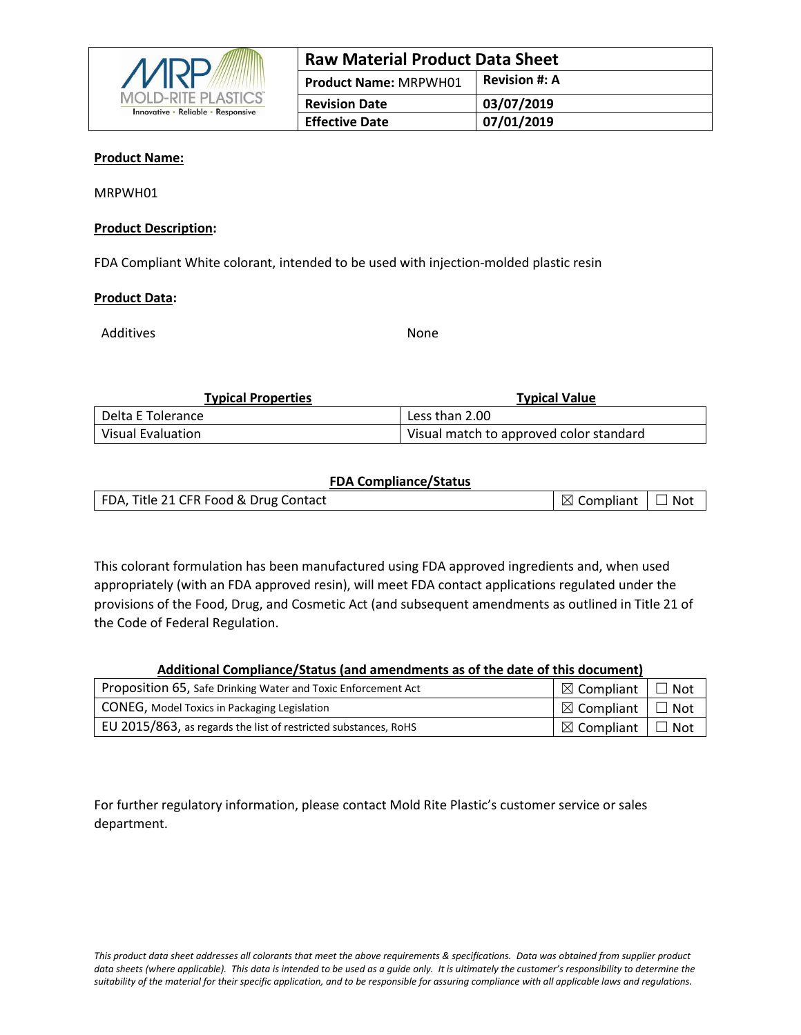| Raw Material Product Data Sheet | |
|---|---|
| **Product Name:** MRPWH01 | **Revision #: A** |
| **Revision Date** | **03/07/2019** |
| **Effective Date** | **07/01/2019** |

**Product Name:**

MRPWH01

**Product Description:**

FDA Compliant White colorant, intended to be used with injection-molded plastic resin

**Product Data:**

Additives None

| Typical Properties | Typical Value |
|---|---|
| Delta E Tolerance | Less than 2.00 |
| Visual Evaluation | Visual match to approved color standard |

**FDA Compliance/Status**

| | | |
|---|---|---|
| FDA, Title 21 CFR Food & Drug Contact | ☒ Compliant | ☐ Not |

This colorant formulation has been manufactured using FDA approved ingredients and, when used appropriately (with an FDA approved resin), will meet FDA contact applications regulated under the provisions of the Food, Drug, and Cosmetic Act (and subsequent amendments as outlined in Title 21 of the Code of Federal Regulation.

**Additional Compliance/Status (and amendments as of the date of this document)**

| | | |
|---|---|---|
| Proposition 65, Safe Drinking Water and Toxic Enforcement Act | ☒ Compliant | ☐ Not |
| CONEG, Model Toxics in Packaging Legislation | ☒ Compliant | ☐ Not |
| EU 2015/863, as regards the list of restricted substances, RoHS | ☒ Compliant | ☐ Not |

For further regulatory information, please contact Mold Rite Plastic's customer service or sales department.

*This product data sheet addresses all colorants that meet the above requirements & specifications. Data was obtained from supplier product data sheets (where applicable). This data is intended to be used as a guide only. It is ultimately the customer's responsibility to determine the suitability of the material for their specific application, and to be responsible for assuring compliance with all applicable laws and regulations.*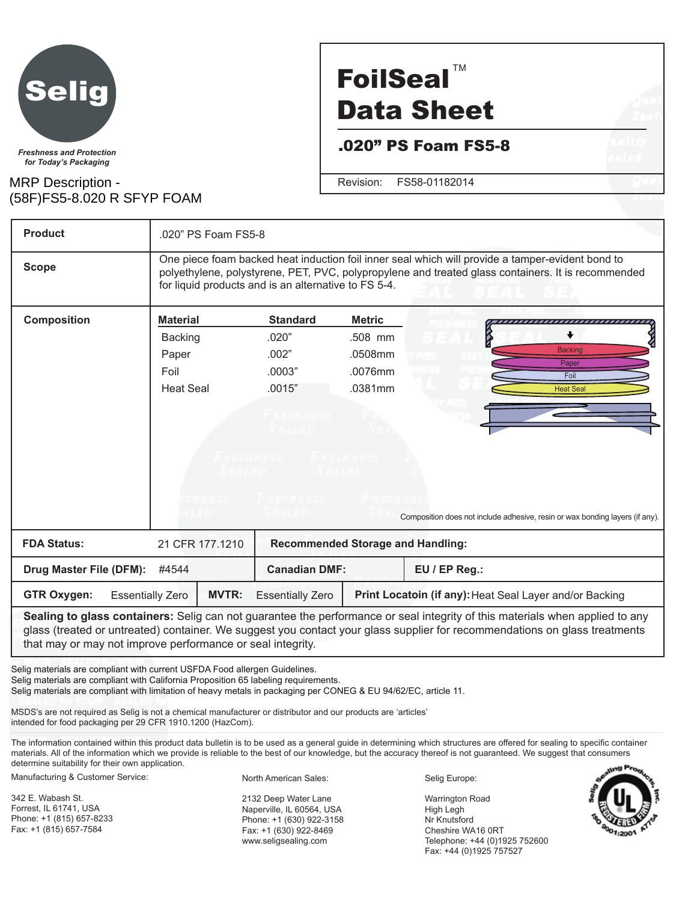Selig

*Freshness and Protection for Today's Packaging*

MRP Description - (58F)FS5-8.020 R SFYP FOAM

# FoilSeal™ Data Sheet

## .020" PS Foam FS5-8

Revision: FS58-01182014

| | |
|---|---|
| **Product** | .020" PS Foam FS5-8 |
| **Scope** | One piece foam backed heat induction foil inner seal which will provide a tamper-evident bond to polyethylene, polystyrene, PET, PVC, polypropylene and treated glass containers. It is recommended for liquid products and is an alternative to FS 5-4. |

**Composition**

| Material | Standard | Metric |
|---|---|---|
| Backing | .020" | .508 mm |
| Paper | .002" | .0508mm |
| Foil | .0003" | .0076mm |
| Heat Seal | .0015" | .0381mm |

Backing / Paper / Foil / Heat Seal

Composition does not include adhesive, resin or wax bonding layers (if any).

| | | | |
|---|---|---|---|
| **FDA Status:** | 21 CFR 177.1210 | **Recommended Storage and Handling:** | |
| **Drug Master File (DFM):** #4544 | | **Canadian DMF:** | **EU / EP Reg.:** |
| **GTR Oxygen:** Essentially Zero | **MVTR:** Essentially Zero | **Print Locatoin (if any):** Heat Seal Layer and/or Backing | |

**Sealing to glass containers:** Selig can not guarantee the performance or seal integrity of this materials when applied to any glass (treated or untreated) container. We suggest you contact your glass supplier for recommendations on glass treatments that may or may not improve performance or seal integrity.

Selig materials are compliant with current USFDA Food allergen Guidelines.
Selig materials are compliant with California Proposition 65 labeling requirements.
Selig materials are compliant with limitation of heavy metals in packaging per CONEG & EU 94/62/EC, article 11.

MSDS's are not required as Selig is not a chemical manufacturer or distributor and our products are 'articles' intended for food packaging per 29 CFR 1910.1200 (HazCom).

The information contained within this product data bulletin is to be used as a general guide in determining which structures are offered for sealing to specific container materials. All of the information which we provide is reliable to the best of our knowledge, but the accuracy thereof is not guaranteed. We suggest that consumers determine suitability for their own application.

Manufacturing & Customer Service:

342 E. Wabash St.
Forrest, IL 61741, USA
Phone: +1 (815) 657-8233
Fax: +1 (815) 657-7584

North American Sales:

2132 Deep Water Lane
Naperville, IL 60564, USA
Phone: +1 (630) 922-3158
Fax: +1 (630) 922-8469
www.seligsealing.com

Selig Europe:

Warrington Road
High Legh
Nr Knutsford
Cheshire WA16 0RT
Telephone: +44 (0)1925 752600
Fax: +44 (0)1925 757527

Selig Sealing Products, Inc. UL Registered Firm ISO 9001:2001 A7754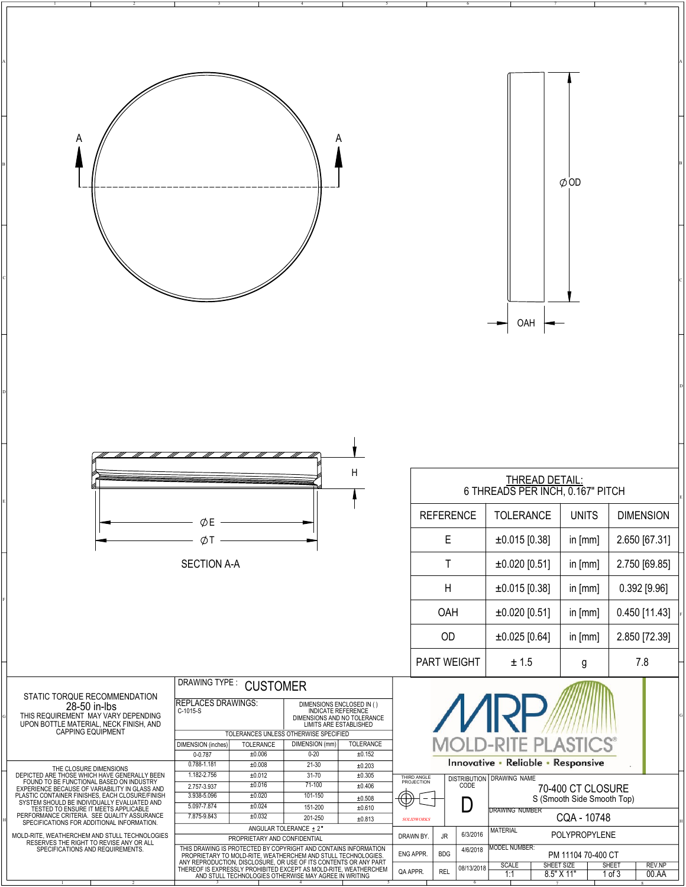A — A

⌀ OD

OAH

H

⌀ E

⌀ T

SECTION A-A

**THREAD DETAIL:**
6 THREADS PER INCH, 0.167" PITCH

| REFERENCE | TOLERANCE | UNITS | DIMENSION |
|---|---|---|---|
| E | ±0.015 [0.38] | in [mm] | 2.650 [67.31] |
| T | ±0.020 [0.51] | in [mm] | 2.750 [69.85] |
| H | ±0.015 [0.38] | in [mm] | 0.392 [9.96] |
| OAH | ±0.020 [0.51] | in [mm] | 0.450 [11.43] |
| OD | ±0.025 [0.64] | in [mm] | 2.850 [72.39] |
| PART WEIGHT | ± 1.5 | g | 7.8 |

STATIC TORQUE RECOMMENDATION
28-50 in-lbs
THIS REQUIREMENT MAY VARY DEPENDING UPON BOTTLE MATERIAL, NECK FINISH, AND CAPPING EQUIPMENT

THE CLOSURE DIMENSIONS DEPICTED ARE THOSE WHICH HAVE GENERALLY BEEN FOUND TO BE FUNCTIONAL BASED ON INDUSTRY EXPERIENCE BECAUSE OF VARIABILITY IN GLASS AND PLASTIC CONTAINER FINISHES, EACH CLOSURE/FINISH SYSTEM SHOULD BE INDIVIDUALLY EVALUATED AND TESTED TO ENSURE IT MEETS APPLICABLE PERFORMANCE CRITERIA. SEE QUALITY ASSURANCE SPECIFICATIONS FOR ADDITIONAL INFORMATION.

MOLD-RITE, WEATHERCHEM AND STULL TECHNOLOGIES RESERVES THE RIGHT TO REVISE ANY OR ALL SPECIFICATIONS AND REQUIREMENTS.

DRAWING TYPE : CUSTOMER

REPLACES DRAWINGS: C-1015-S

DIMENSIONS ENCLOSED IN ( ) INDICATE REFERENCE DIMENSIONS AND NO TOLERANCE LIMITS ARE ESTABLISHED

TOLERANCES UNLESS OTHERWISE SPECIFIED

| DIMENSION (inches) | TOLERANCE | DIMENSION (mm) | TOLERANCE |
|---|---|---|---|
| 0-0.787 | ±0.006 | 0-20 | ±0.152 |
| 0.788-1.181 | ±0.008 | 21-30 | ±0.203 |
| 1.182-2.756 | ±0.012 | 31-70 | ±0.305 |
| 2.757-3.937 | ±0.016 | 71-100 | ±0.406 |
| 3.938-5.096 | ±0.020 | 101-150 | ±0.508 |
| 5.097-7.874 | ±0.024 | 151-200 | ±0.610 |
| 7.875-9.843 | ±0.032 | 201-250 | ±0.813 |

ANGULAR TOLERANCE ± 2°

PROPRIETARY AND CONFIDENTIAL

THIS DRAWING IS PROTECTED BY COPYRIGHT AND CONTAINS INFORMATION PROPRIETARY TO MOLD-RITE, WEATHERCHEM AND STULL TECHNOLOGIES. ANY REPRODUCTION, DISCLOSURE, OR USE OF ITS CONTENTS OR ANY PART THEREOF IS EXPRESSLY PROHIBITED EXCEPT AS MOLD-RITE, WEATHERCHEM AND STULL TECHNOLOGIES OTHERWISE MAY AGREE IN WRITING

MRP MOLD-RITE PLASTICS®
Innovative • Reliable • Responsive

THIRD ANGLE PROJECTION

SOLIDWORKS

DISTRIBUTION CODE: D

DRAWING NAME: 70-400 CT CLOSURE
S (Smooth Side Smooth Top)

DRAWING NUMBER: CQA - 10748

| | | | |
|---|---|---|---|
| DRAWN BY. | JR | 6/3/2016 | MATERIAL: POLYPROPYLENE |
| ENG APPR. | BDG | 4/6/2018 | MODEL NUMBER: PM 11104 70-400 CT |
| QA APPR. | REL | 08/13/2018 | SCALE 1:1 · SHEET SIZE 8.5" X 11" · SHEET 1 of 3 · REV.NP 00.AA |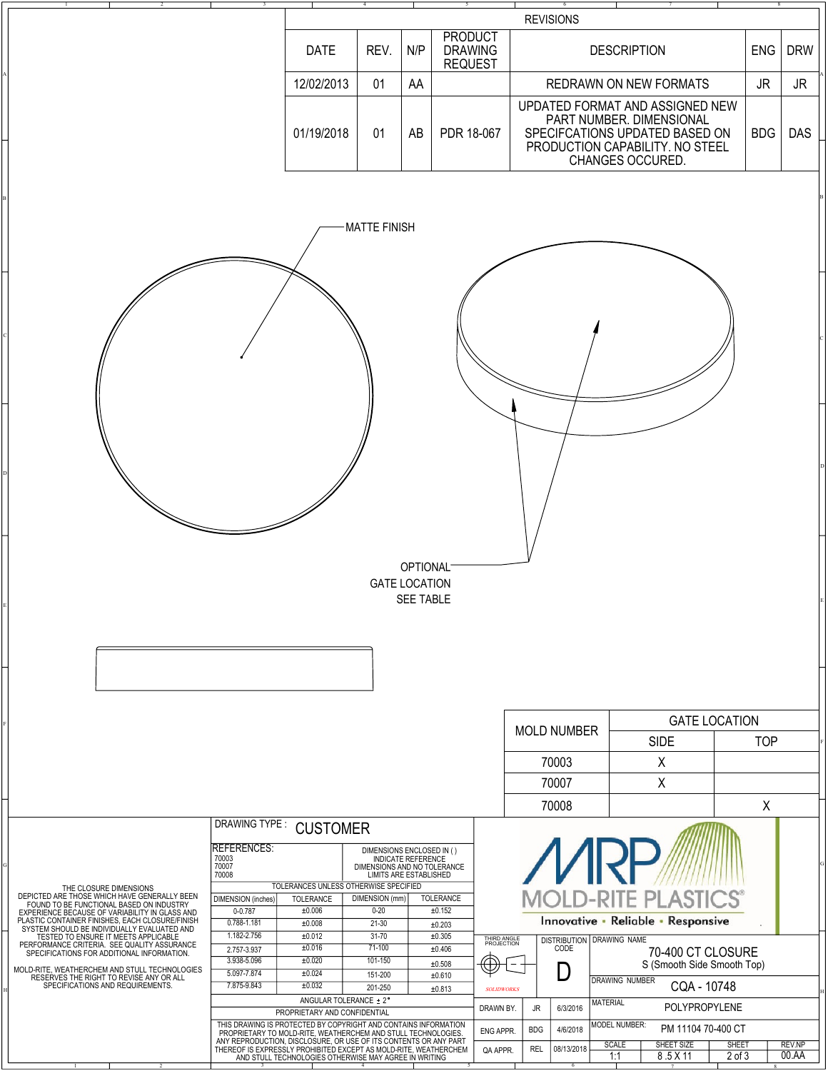## REVISIONS

| DATE | REV. | N/P | PRODUCT DRAWING REQUEST | DESCRIPTION | ENG | DRW |
|---|---|---|---|---|---|---|
| 12/02/2013 | 01 | AA | | REDRAWN ON NEW FORMATS | JR | JR |
| 01/19/2018 | 01 | AB | PDR 18-067 | UPDATED FORMAT AND ASSIGNED NEW PART NUMBER. DIMENSIONAL SPECIFCATIONS UPDATED BASED ON PRODUCTION CAPABILITY. NO STEEL CHANGES OCCURED. | BDG | DAS |

MATTE FINISH

OPTIONAL GATE LOCATION SEE TABLE

| MOLD NUMBER | GATE LOCATION | |
|---|---|---|
| | SIDE | TOP |
| 70003 | X | |
| 70007 | X | |
| 70008 | | X |

THE CLOSURE DIMENSIONS DEPICTED ARE THOSE WHICH HAVE GENERALLY BEEN FOUND TO BE FUNCTIONAL BASED ON INDUSTRY EXPERIENCE BECAUSE OF VARIABILITY IN GLASS AND PLASTIC CONTAINER FINISHES, EACH CLOSURE/FINISH SYSTEM SHOULD BE INDIVIDUALLY EVALUATED AND TESTED TO ENSURE IT MEETS APPLICABLE PERFORMANCE CRITERIA. SEE QUALITY ASSURANCE SPECIFICATIONS FOR ADDITIONAL INFORMATION.

MOLD-RITE, WEATHERCHEM AND STULL TECHNOLOGIES RESERVES THE RIGHT TO REVISE ANY OR ALL SPECIFICATIONS AND REQUIREMENTS.

DRAWING TYPE : CUSTOMER

REFERENCES: 70003, 70007, 70008

DIMENSIONS ENCLOSED IN ( ) INDICATE REFERENCE DIMENSIONS AND NO TOLERANCE LIMITS ARE ESTABLISHED

TOLERANCES UNLESS OTHERWISE SPECIFIED

| DIMENSION (inches) | TOLERANCE | DIMENSION (mm) | TOLERANCE |
|---|---|---|---|
| 0-0.787 | ±0.006 | 0-20 | ±0.152 |
| 0.788-1.181 | ±0.008 | 21-30 | ±0.203 |
| 1.182-2.756 | ±0.012 | 31-70 | ±0.305 |
| 2.757-3.937 | ±0.016 | 71-100 | ±0.406 |
| 3.938-5.096 | ±0.020 | 101-150 | ±0.508 |
| 5.097-7.874 | ±0.024 | 151-200 | ±0.610 |
| 7.875-9.843 | ±0.032 | 201-250 | ±0.813 |

ANGULAR TOLERANCE ± 2°

PROPRIETARY AND CONFIDENTIAL

THIS DRAWING IS PROTECTED BY COPYRIGHT AND CONTAINS INFORMATION PROPRIETARY TO MOLD-RITE, WEATHERCHEM AND STULL TECHNOLOGIES. ANY REPRODUCTION, DISCLOSURE, OR USE OF ITS CONTENTS OR ANY PART THEREOF IS EXPRESSLY PROHIBITED EXCEPT AS MOLD-RITE, WEATHERCHEM AND STULL TECHNOLOGIES OTHERWISE MAY AGREE IN WRITING

MRP MOLD-RITE PLASTICS® — Innovative • Reliable • Responsive

THIRD ANGLE PROJECTION

DISTRIBUTION CODE: D

DRAWING NAME: 70-400 CT CLOSURE S (Smooth Side Smooth Top)

DRAWING NUMBER: CQA - 10748

| | | |
|---|---|---|
| DRAWN BY. | JR | 6/3/2016 |
| ENG APPR. | BDG | 4/6/2018 |
| QA APPR. | REL | 08/13/2018 |

MATERIAL: POLYPROPYLENE

MODEL NUMBER: PM 11104 70-400 CT

| SCALE | SHEET SIZE | SHEET | REV.NP |
|---|---|---|---|
| 1:1 | 8 .5 X 11 | 2 of 3 | 00.AA |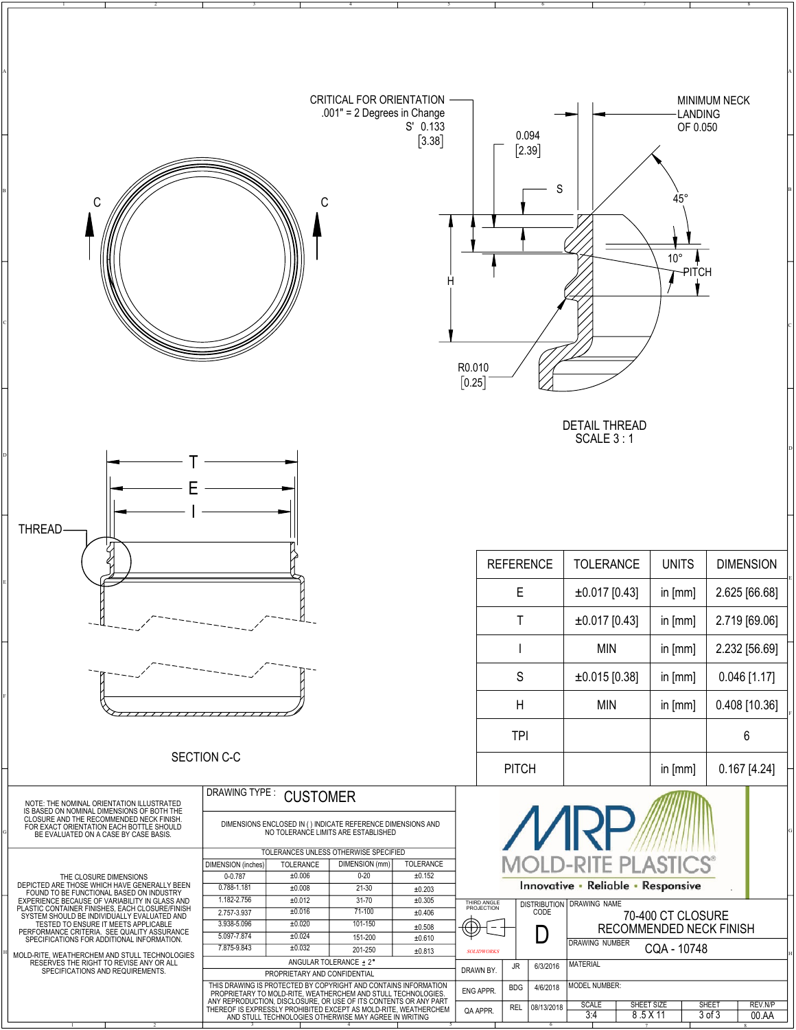CRITICAL FOR ORIENTATION
.001" = 2 Degrees in Change
S' 0.133
[3.38]

0.094
[2.39]

MINIMUM NECK
LANDING
OF 0.050

S

45°

10°

PITCH

H

R0.010
[0.25]

C

C

DETAIL THREAD
SCALE 3 : 1

T

E

I

THREAD

SECTION C-C

| REFERENCE | TOLERANCE | UNITS | DIMENSION |
|---|---|---|---|
| E | ±0.017 [0.43] | in [mm] | 2.625 [66.68] |
| T | ±0.017 [0.43] | in [mm] | 2.719 [69.06] |
| I | MIN | in [mm] | 2.232 [56.69] |
| S | ±0.015 [0.38] | in [mm] | 0.046 [1.17] |
| H | MIN | in [mm] | 0.408 [10.36] |
| TPI | | | 6 |
| PITCH | | in [mm] | 0.167 [4.24] |

NOTE: THE NOMINAL ORIENTATION ILLUSTRATED IS BASED ON NOMINAL DIMENSIONS OF BOTH THE CLOSURE AND THE RECOMMENDED NECK FINISH. FOR EXACT ORIENTATION EACH BOTTLE SHOULD BE EVALUATED ON A CASE BY CASE BASIS.

THE CLOSURE DIMENSIONS DEPICTED ARE THOSE WHICH HAVE GENERALLY BEEN FOUND TO BE FUNCTIONAL BASED ON INDUSTRY EXPERIENCE BECAUSE OF VARIABILITY IN GLASS AND PLASTIC CONTAINER FINISHES, EACH CLOSURE/FINISH SYSTEM SHOULD BE INDIVIDUALLY EVALUATED AND TESTED TO ENSURE IT MEETS APPLICABLE PERFORMANCE CRITERIA. SEE QUALITY ASSURANCE SPECIFICATIONS FOR ADDITIONAL INFORMATION.

MOLD-RITE, WEATHERCHEM AND STULL TECHNOLOGIES RESERVES THE RIGHT TO REVISE ANY OR ALL SPECIFICATIONS AND REQUIREMENTS.

DRAWING TYPE : CUSTOMER

DIMENSIONS ENCLOSED IN ( ) INDICATE REFERENCE DIMENSIONS AND NO TOLERANCE LIMITS ARE ESTABLISHED

TOLERANCES UNLESS OTHERWISE SPECIFIED

| DIMENSION (inches) | TOLERANCE | DIMENSION (mm) | TOLERANCE |
|---|---|---|---|
| 0-0.787 | ±0.006 | 0-20 | ±0.152 |
| 0.788-1.181 | ±0.008 | 21-30 | ±0.203 |
| 1.182-2.756 | ±0.012 | 31-70 | ±0.305 |
| 2.757-3.937 | ±0.016 | 71-100 | ±0.406 |
| 3.938-5.096 | ±0.020 | 101-150 | ±0.508 |
| 5.097-7.874 | ±0.024 | 151-200 | ±0.610 |
| 7.875-9.843 | ±0.032 | 201-250 | ±0.813 |

ANGULAR TOLERANCE ± 2°

PROPRIETARY AND CONFIDENTIAL

THIS DRAWING IS PROTECTED BY COPYRIGHT AND CONTAINS INFORMATION PROPRIETARY TO MOLD-RITE, WEATHERCHEM AND STULL TECHNOLOGIES. ANY REPRODUCTION, DISCLOSURE, OR USE OF ITS CONTENTS OR ANY PART THEREOF IS EXPRESSLY PROHIBITED EXCEPT AS MOLD-RITE, WEATHERCHEM AND STULL TECHNOLOGIES OTHERWISE MAY AGREE IN WRITING

MOLD-RITE PLASTICS®
Innovative • Reliable • Responsive

THIRD ANGLE PROJECTION

SOLIDWORKS

DISTRIBUTION CODE: D

DRAWING NAME: 70-400 CT CLOSURE RECOMMENDED NECK FINISH

DRAWING NUMBER: CQA - 10748

| | | | |
|---|---|---|---|
| DRAWN BY. | JR | 6/3/2016 | MATERIAL |
| ENG APPR. | BDG | 4/6/2018 | MODEL NUMBER: |
| QA APPR. | REL | 08/13/2018 | |

| SCALE | SHEET SIZE | SHEET | REV.N/P |
|---|---|---|---|
| 3:4 | 8.5 X 11 | 3 of 3 | 00.AA |